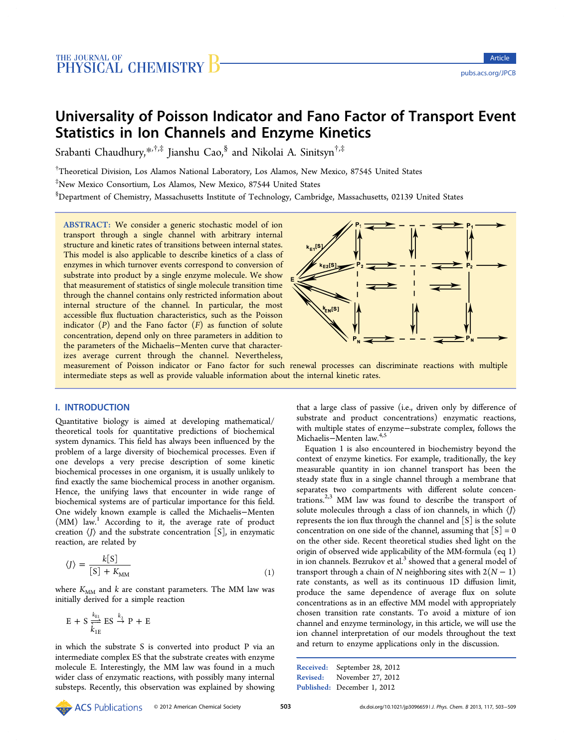# Universality of Poisson Indicator and Fano Factor of Transport Event Statistics in Ion Channels and Enzyme Kinetics

Srabanti Chaudhury,*[†,‡] Jianshu Cao,[§] and Nikolai A. Sinitsyn[†,‡]

[†]Theoretical Division, Los Alamos National Laboratory, Los Alamos, New Mexico, 87545 United States

[‡]New Mexico Consortium, Los Alamos, New Mexico, 87544 United States

[§]Department of Chemistry, Massachusetts Institute of Technology, Cambridge, Massachusetts, 02139 United States

**ABSTRACT:** We consider a generic stochastic model of ion transport through a single channel with arbitrary internal structure and kinetic rates of transitions between internal states. This model is also applicable to describe kinetics of a class of enzymes in which turnover events correspond to conversion of substrate into product by a single enzyme molecule. We show that measurement of statistics of single molecule transition time through the channel contains only restricted information about internal structure of the channel. In particular, the most accessible flux fluctuation characteristics, such as the Poisson indicator ($P$) and the Fano factor ($F$) as function of solute concentration, depend only on three parameters in addition to the parameters of the Michaelis–Menten curve that characterizes average current through the channel. Nevertheless, measurement of Poisson indicator or Fano factor for such renewal processes can discriminate reactions with multiple intermediate steps as well as provide valuable information about the internal kinetic rates.

## I. INTRODUCTION

Quantitative biology is aimed at developing mathematical/theoretical tools for quantitative predictions of biochemical system dynamics. This field has always been influenced by the problem of a large diversity of biochemical processes. Even if one develops a very precise description of some kinetic biochemical processes in one organism, it is usually unlikely to find exactly the same biochemical process in another organism. Hence, the unifying laws that encounter in wide range of biochemical systems are of particular importance for this field. One widely known example is called the Michaelis–Menten (MM) law.[1] According to it, the average rate of product creation $\langle J \rangle$ and the substrate concentration [S], in enzymatic reaction, are related by

$$\langle J \rangle = \frac{k[\mathrm{S}]}{[\mathrm{S}] + K_{\mathrm{MM}}} \tag{1}$$

where $K_{\mathrm{MM}}$ and $k$ are constant parameters. The MM law was initially derived for a simple reaction

$$\mathrm{E} + \mathrm{S} \underset{k_{1\mathrm{E}}}{\overset{k_{\mathrm{E1}}}{\rightleftharpoons}} \mathrm{ES} \xrightarrow{k_2} \mathrm{P} + \mathrm{E}$$

in which the substrate S is converted into product P via an intermediate complex ES that the substrate creates with enzyme molecule E. Interestingly, the MM law was found in a much wider class of enzymatic reactions, with possibly many internal substeps. Recently, this observation was explained by showing that a large class of passive (i.e., driven only by difference of substrate and product concentrations) enzymatic reactions, with multiple states of enzyme–substrate complex, follows the Michaelis–Menten law.[4,5]

Equation 1 is also encountered in biochemistry beyond the context of enzyme kinetics. For example, traditionally, the key measurable quantity in ion channel transport has been the steady state flux in a single channel through a membrane that separates two compartments with different solute concentrations.[2,3] MM law was found to describe the transport of solute molecules through a class of ion channels, in which $\langle J \rangle$ represents the ion flux through the channel and [S] is the solute concentration on one side of the channel, assuming that [S] = 0 on the other side. Recent theoretical studies shed light on the origin of observed wide applicability of the MM-formula (eq 1) in ion channels. Bezrukov et al.[3] showed that a general model of transport through a chain of $N$ neighboring sites with $2(N-1)$ rate constants, as well as its continuous 1D diffusion limit, produce the same dependence of average flux on solute concentrations as in an effective MM model with appropriately chosen transition rate constants. To avoid a mixture of ion channel and enzyme terminology, in this article, we will use the ion channel interpretation of our models throughout the text and return to enzyme applications only in the discussion.

Received: September 28, 2012
Revised: November 27, 2012
Published: December 1, 2012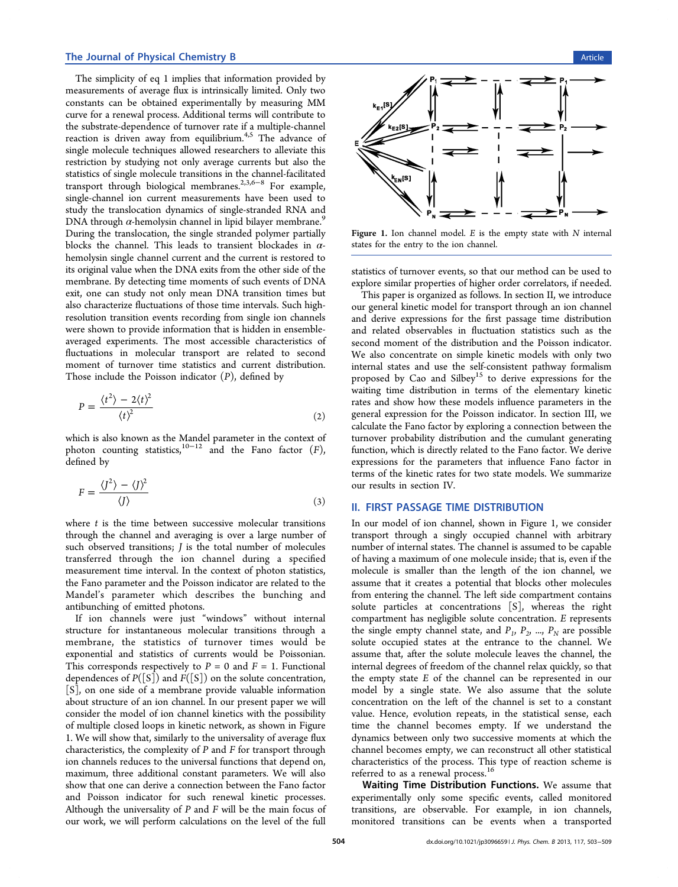The simplicity of eq 1 implies that information provided by measurements of average flux is intrinsically limited. Only two constants can be obtained experimentally by measuring MM curve for a renewal process. Additional terms will contribute to the substrate-dependence of turnover rate if a multiple-channel reaction is driven away from equilibrium.[4,5] The advance of single molecule techniques allowed researchers to alleviate this restriction by studying not only average currents but also the statistics of single molecule transitions in the channel-facilitated transport through biological membranes.[2,3,6−8] For example, single-channel ion current measurements have been used to study the translocation dynamics of single-stranded RNA and DNA through $\alpha$-hemolysin channel in lipid bilayer membrane.[9] During the translocation, the single stranded polymer partially blocks the channel. This leads to transient blockades in $\alpha$-hemolysin single channel current and the current is restored to its original value when the DNA exits from the other side of the membrane. By detecting time moments of such events of DNA exit, one can study not only mean DNA transition times but also characterize fluctuations of those time intervals. Such high-resolution transition events recording from single ion channels were shown to provide information that is hidden in ensemble-averaged experiments. The most accessible characteristics of fluctuations in molecular transport are related to second moment of turnover time statistics and current distribution. Those include the Poisson indicator ($P$), defined by

$$P = \frac{\langle t^2 \rangle - 2\langle t \rangle^2}{\langle t \rangle^2} \tag{2}$$

which is also known as the Mandel parameter in the context of photon counting statistics,[10−12] and the Fano factor ($F$), defined by

$$F = \frac{\langle J^2 \rangle - \langle J \rangle^2}{\langle J \rangle} \tag{3}$$

where $t$ is the time between successive molecular transitions through the channel and averaging is over a large number of such observed transitions; $J$ is the total number of molecules transferred through the ion channel during a specified measurement time interval. In the context of photon statistics, the Fano parameter and the Poisson indicator are related to the Mandel's parameter which describes the bunching and antibunching of emitted photons.

If ion channels were just "windows" without internal structure for instantaneous molecular transitions through a membrane, the statistics of turnover times would be exponential and statistics of currents would be Poissonian. This corresponds respectively to $P = 0$ and $F = 1$. Functional dependences of $P([S])$ and $F([S])$ on the solute concentration, $[S]$, on one side of a membrane provide valuable information about structure of an ion channel. In our present paper we will consider the model of ion channel kinetics with the possibility of multiple closed loops in kinetic network, as shown in Figure 1. We will show that, similarly to the universality of average flux characteristics, the complexity of $P$ and $F$ for transport through ion channels reduces to the universal functions that depend on, maximum, three additional constant parameters. We will also show that one can derive a connection between the Fano factor and Poisson indicator for such renewal kinetic processes. Although the universality of $P$ and $F$ will be the main focus of our work, we will perform calculations on the level of the full statistics of turnover events, so that our method can be used to explore similar properties of higher order correlators, if needed.

P1
P1
P2
P2
PN
PN
E
$k_{E1}[S]$
$k_{E2}[S]$
$k_{EN}[S]$

Figure 1. Ion channel model. $E$ is the empty state with $N$ internal states for the entry to the ion channel.

This paper is organized as follows. In section II, we introduce our general kinetic model for transport through an ion channel and derive expressions for the first passage time distribution and related observables in fluctuation statistics such as the second moment of the distribution and the Poisson indicator. We also concentrate on simple kinetic models with only two internal states and use the self-consistent pathway formalism proposed by Cao and Silbey[15] to derive expressions for the waiting time distribution in terms of the elementary kinetic rates and show how these models influence parameters in the general expression for the Poisson indicator. In section III, we calculate the Fano factor by exploring a connection between the turnover probability distribution and the cumulant generating function, which is directly related to the Fano factor. We derive expressions for the parameters that influence Fano factor in terms of the kinetic rates for two state models. We summarize our results in section IV.

## II. FIRST PASSAGE TIME DISTRIBUTION

In our model of ion channel, shown in Figure 1, we consider transport through a singly occupied channel with arbitrary number of internal states. The channel is assumed to be capable of having a maximum of one molecule inside; that is, even if the molecule is smaller than the length of the ion channel, we assume that it creates a potential that blocks other molecules from entering the channel. The left side compartment contains solute particles at concentrations $[S]$, whereas the right compartment has negligible solute concentration. $E$ represents the single empty channel state, and $P_1$, $P_2$, ..., $P_N$ are possible solute occupied states at the entrance to the channel. We assume that, after the solute molecule leaves the channel, the internal degrees of freedom of the channel relax quickly, so that the empty state $E$ of the channel can be represented in our model by a single state. We also assume that the solute concentration on the left of the channel is set to a constant value. Hence, evolution repeats, in the statistical sense, each time the channel becomes empty. If we understand the dynamics between only two successive moments at which the channel becomes empty, we can reconstruct all other statistical characteristics of the process. This type of reaction scheme is referred to as a renewal process.[16]

**Waiting Time Distribution Functions.** We assume that experimentally only some specific events, called monitored transitions, are observable. For example, in ion channels, monitored transitions can be events when a transported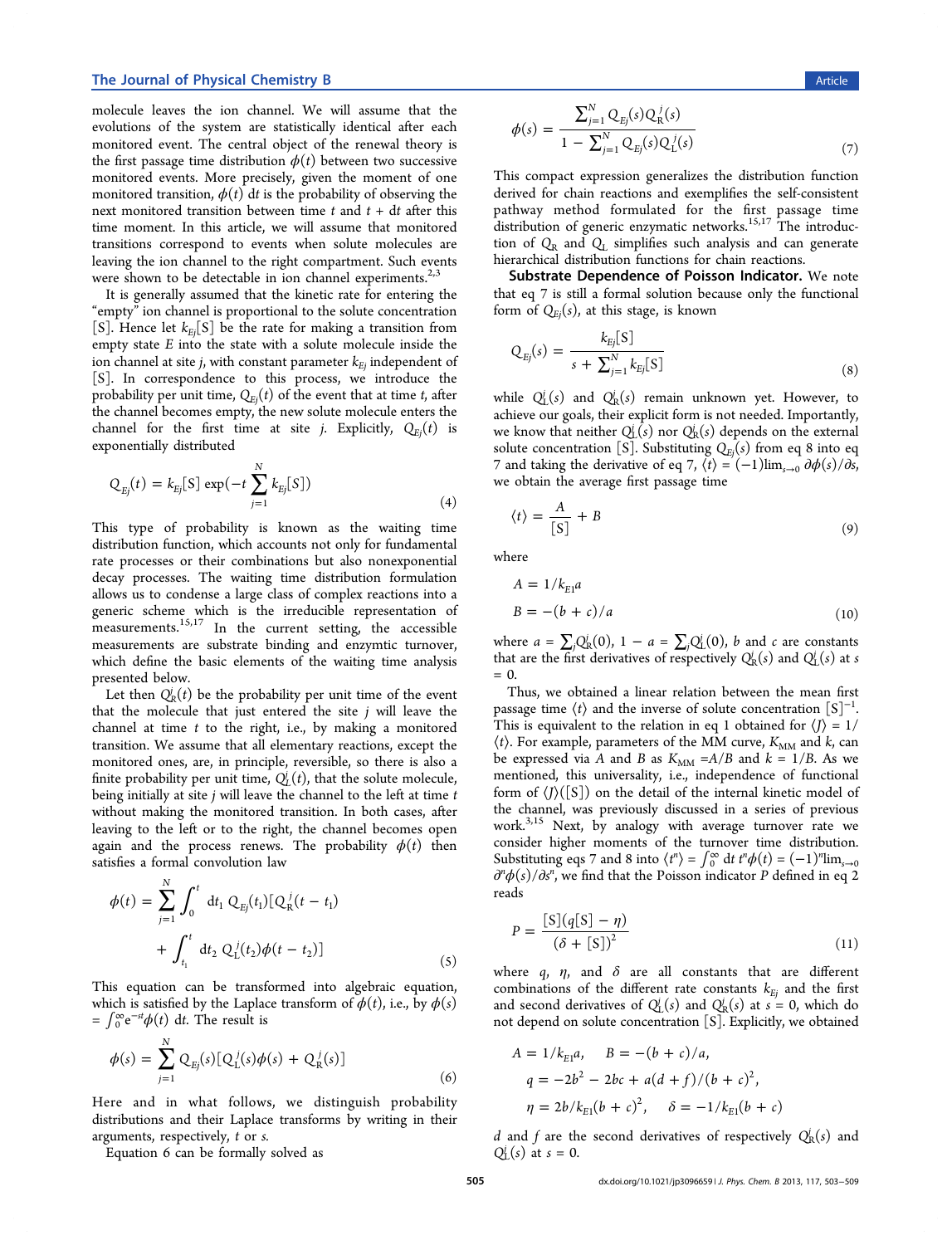molecule leaves the ion channel. We will assume that the evolutions of the system are statistically identical after each monitored event. The central object of the renewal theory is the first passage time distribution $\phi(t)$ between two successive monitored events. More precisely, given the moment of one monitored transition, $\phi(t)\,dt$ is the probability of observing the next monitored transition between time $t$ and $t + dt$ after this time moment. In this article, we will assume that monitored transitions correspond to events when solute molecules are leaving the ion channel to the right compartment. Such events were shown to be detectable in ion channel experiments.[2,3]

It is generally assumed that the kinetic rate for entering the "empty" ion channel is proportional to the solute concentration [S]. Hence let $k_{Ej}[S]$ be the rate for making a transition from empty state $E$ into the state with a solute molecule inside the ion channel at site $j$, with constant parameter $k_{Ej}$ independent of [S]. In correspondence to this process, we introduce the probability per unit time, $Q_{Ej}(t)$ of the event that at time $t$, after the channel becomes empty, the new solute molecule enters the channel for the first time at site $j$. Explicitly, $Q_{Ej}(t)$ is exponentially distributed

$$Q_{Ej}(t) = k_{Ej}[S] \exp(-t \sum_{j=1}^{N} k_{Ej}[S]) \tag{4}$$

This type of probability is known as the waiting time distribution function, which accounts not only for fundamental rate processes or their combinations but also nonexponential decay processes. The waiting time distribution formulation allows us to condense a large class of complex reactions into a generic scheme which is the irreducible representation of measurements.[15,17] In the current setting, the accessible measurements are substrate binding and enzymtic turnover, which define the basic elements of the waiting time analysis presented below.

Let then $Q_R^j(t)$ be the probability per unit time of the event that the molecule that just entered the site $j$ will leave the channel at time $t$ to the right, i.e., by making a monitored transition. We assume that all elementary reactions, except the monitored ones, are, in principle, reversible, so there is also a finite probability per unit time, $Q_L^j(t)$, that the solute molecule, being initially at site $j$ will leave the channel to the left at time $t$ without making the monitored transition. In both cases, after leaving to the left or to the right, the channel becomes open again and the process renews. The probability $\phi(t)$ then satisfies a formal convolution law

$$\phi(t) = \sum_{j=1}^{N} \int_0^t dt_1\, Q_{Ej}(t_1)[Q_R^j(t - t_1) + \int_{t_1}^{t} dt_2\, Q_L^j(t_2)\phi(t - t_2)] \tag{5}$$

This equation can be transformed into algebraic equation, which is satisfied by the Laplace transform of $\phi(t)$, i.e., by $\phi(s) = \int_0^\infty e^{-st}\phi(t)\,dt$. The result is

$$\phi(s) = \sum_{j=1}^{N} Q_{Ej}(s)[Q_L^j(s)\phi(s) + Q_R^j(s)] \tag{6}$$

Here and in what follows, we distinguish probability distributions and their Laplace transforms by writing in their arguments, respectively, $t$ or $s$.

Equation 6 can be formally solved as

$$\phi(s) = \frac{\sum_{j=1}^{N} Q_{Ej}(s)Q_R^j(s)}{1 - \sum_{j=1}^{N} Q_{Ej}(s)Q_L^j(s)} \tag{7}$$

This compact expression generalizes the distribution function derived for chain reactions and exemplifies the self-consistent pathway method formulated for the first passage time distribution of generic enzymatic networks.[15,17] The introduction of $Q_R$ and $Q_L$ simplifies such analysis and can generate hierarchical distribution functions for chain reactions.

**Substrate Dependence of Poisson Indicator.** We note that eq 7 is still a formal solution because only the functional form of $Q_{Ej}(s)$, at this stage, is known

$$Q_{Ej}(s) = \frac{k_{Ej}[S]}{s + \sum_{j=1}^{N} k_{Ej}[S]} \tag{8}$$

while $Q_L^j(s)$ and $Q_R^j(s)$ remain unknown yet. However, to achieve our goals, their explicit form is not needed. Importantly, we know that neither $Q_L^j(s)$ nor $Q_R^j(s)$ depends on the external solute concentration [S]. Substituting $Q_{Ej}(s)$ from eq 8 into eq 7 and taking the derivative of eq 7, $\langle t\rangle = (-1)\lim_{s\to 0} \partial\phi(s)/\partial s$, we obtain the average first passage time

$$\langle t\rangle = \frac{A}{[S]} + B \tag{9}$$

where

$$A = 1/k_{E1}a$$
$$B = -(b + c)/a \tag{10}$$

where $a = \sum_j Q_R^j(0)$, $1 - a = \sum_j Q_L^j(0)$, $b$ and $c$ are constants that are the first derivatives of respectively $Q_R^j(s)$ and $Q_L^j(s)$ at $s = 0$.

Thus, we obtained a linear relation between the mean first passage time $\langle t\rangle$ and the inverse of solute concentration $[S]^{-1}$. This is equivalent to the relation in eq 1 obtained for $\langle J\rangle = 1/\langle t\rangle$. For example, parameters of the MM curve, $K_{MM}$ and $k$, can be expressed via $A$ and $B$ as $K_{MM} = A/B$ and $k = 1/B$. As we mentioned, this universality, i.e., independence of functional form of $\langle J\rangle([S])$ on the detail of the internal kinetic model of the channel, was previously discussed in a series of previous work.[3,15] Next, by analogy with average turnover rate we consider higher moments of the turnover time distribution. Substituting eqs 7 and 8 into $\langle t^n\rangle = \int_0^\infty dt\, t^n\phi(t) = (-1)^n\lim_{s\to 0} \partial^n\phi(s)/\partial s^n$, we find that the Poisson indicator $P$ defined in eq 2 reads

$$P = \frac{[S](q[S] - \eta)}{(\delta + [S])^2} \tag{11}$$

where $q$, $\eta$, and $\delta$ are all constants that are different combinations of the different rate constants $k_{Ej}$ and the first and second derivatives of $Q_L^j(s)$ and $Q_R^j(s)$ at $s = 0$, which do not depend on solute concentration [S]. Explicitly, we obtained

$$A = 1/k_{E1}a, \quad B = -(b + c)/a,$$
$$q = -2b^2 - 2bc + a(d + f)/(b + c)^2,$$
$$\eta = 2b/k_{E1}(b + c)^2, \quad \delta = -1/k_{E1}(b + c)$$

$d$ and $f$ are the second derivatives of respectively $Q_R^j(s)$ and $Q_L^j(s)$ at $s = 0$.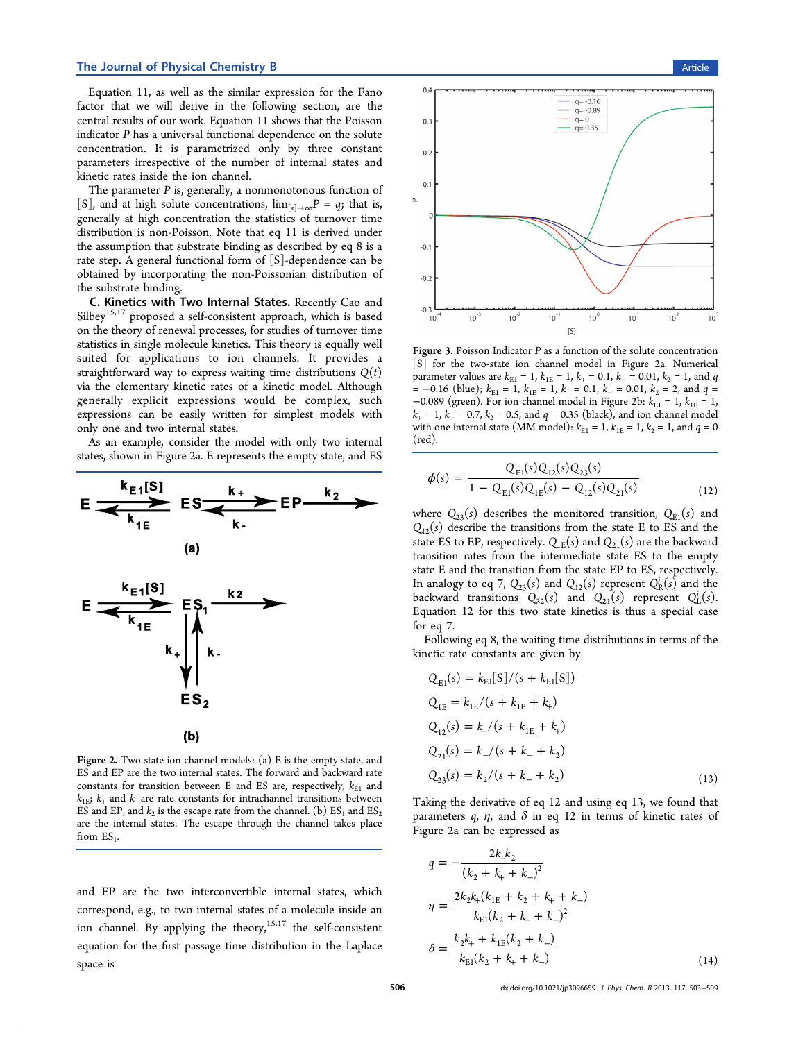Equation 11, as well as the similar expression for the Fano factor that we will derive in the following section, are the central results of our work. Equation 11 shows that the Poisson indicator $P$ has a universal functional dependence on the solute concentration. It is parametrized only by three constant parameters irrespective of the number of internal states and kinetic rates inside the ion channel.

The parameter $P$ is, generally, a nonmonotonous function of [S], and at high solute concentrations, $\lim_{[s]\to\infty} P = q$; that is, generally at high concentration the statistics of turnover time distribution is non-Poisson. Note that eq 11 is derived under the assumption that substrate binding as described by eq 8 is a rate step. A general functional form of [S]-dependence can be obtained by incorporating the non-Poissonian distribution of the substrate binding.

### C. Kinetics with Two Internal States.

Recently Cao and Silbey[15,17] proposed a self-consistent approach, which is based on the theory of renewal processes, for studies of turnover time statistics in single molecule kinetics. This theory is equally well suited for applications to ion channels. It provides a straightforward way to express waiting time distributions $Q(t)$ via the elementary kinetic rates of a kinetic model. Although generally explicit expressions would be complex, such expressions can be easily written for simplest models with only one and two internal states.

As an example, consider the model with only two internal states, shown in Figure 2a. E represents the empty state, and ES and EP are the two interconvertible internal states, which correspond, e.g., to two internal states of a molecule inside an ion channel. By applying the theory,[15,17] the self-consistent equation for the first passage time distribution in the Laplace space is

Figure 2. Two-state ion channel models: (a) E is the empty state, and ES and EP are the two internal states. The forward and backward rate constants for transition between E and ES are, respectively, $k_{E1}$ and $k_{1E}$; $k_+$ and $k_-$ are rate constants for intrachannel transitions between ES and EP, and $k_2$ is the escape rate from the channel. (b) $ES_1$ and $ES_2$ are the internal states. The escape through the channel takes place from $ES_1$.

Figure 3. Poisson Indicator $P$ as a function of the solute concentration [S] for the two-state ion channel model in Figure 2a. Numerical parameter values are $k_{E1} = 1$, $k_{1E} = 1$, $k_+ = 0.1$, $k_- = 0.01$, $k_2 = 1$, and $q = -0.16$ (blue); $k_{E1} = 1$, $k_{1E} = 1$, $k_+ = 0.1$, $k_- = 0.01$, $k_2 = 2$, and $q = -0.089$ (green). For ion channel model in Figure 2b: $k_{E1} = 1$, $k_{1E} = 1$, $k_+ = 1$, $k_- = 0.7$, $k_2 = 0.5$, and $q = 0.35$ (black), and ion channel model with one internal state (MM model): $k_{E1} = 1$, $k_{1E} = 1$, $k_2 = 1$, and $q = 0$ (red).

$$\phi(s) = \frac{Q_{E1}(s)Q_{12}(s)Q_{23}(s)}{1 - Q_{E1}(s)Q_{1E}(s) - Q_{12}(s)Q_{21}(s)} \tag{12}$$

where $Q_{23}(s)$ describes the monitored transition, $Q_{E1}(s)$ and $Q_{12}(s)$ describe the transitions from the state E to ES and the state ES to EP, respectively. $Q_{1E}(s)$ and $Q_{21}(s)$ are the backward transition rates from the intermediate state ES to the empty state E and the transition from the state EP to ES, respectively. In analogy to eq 7, $Q_{23}(s)$ and $Q_{12}(s)$ represent $Q_R^i(s)$ and the backward transitions $Q_{32}(s)$ and $Q_{21}(s)$ represent $Q_L^i(s)$. Equation 12 for this two state kinetics is thus a special case for eq 7.

Following eq 8, the waiting time distributions in terms of the kinetic rate constants are given by

$$\begin{aligned}
Q_{E1}(s) &= k_{E1}[S]/(s + k_{E1}[S]) \\
Q_{1E} &= k_{1E}/(s + k_{1E} + k_+) \\
Q_{12}(s) &= k_+/(s + k_{1E} + k_+) \\
Q_{21}(s) &= k_-/(s + k_- + k_2) \\
Q_{23}(s) &= k_2/(s + k_- + k_2)
\end{aligned} \tag{13}$$

Taking the derivative of eq 12 and using eq 13, we found that parameters $q$, $\eta$, and $\delta$ in eq 12 in terms of kinetic rates of Figure 2a can be expressed as

$$\begin{aligned}
q &= -\frac{2k_+k_2}{(k_2 + k_+ + k_-)^2} \\
\eta &= \frac{2k_2k_+(k_{1E} + k_2 + k_+ + k_-)}{k_{E1}(k_2 + k_+ + k_-)^2} \\
\delta &= \frac{k_2k_+ + k_{1E}(k_2 + k_-)}{k_{E1}(k_2 + k_+ + k_-)}
\end{aligned} \tag{14}$$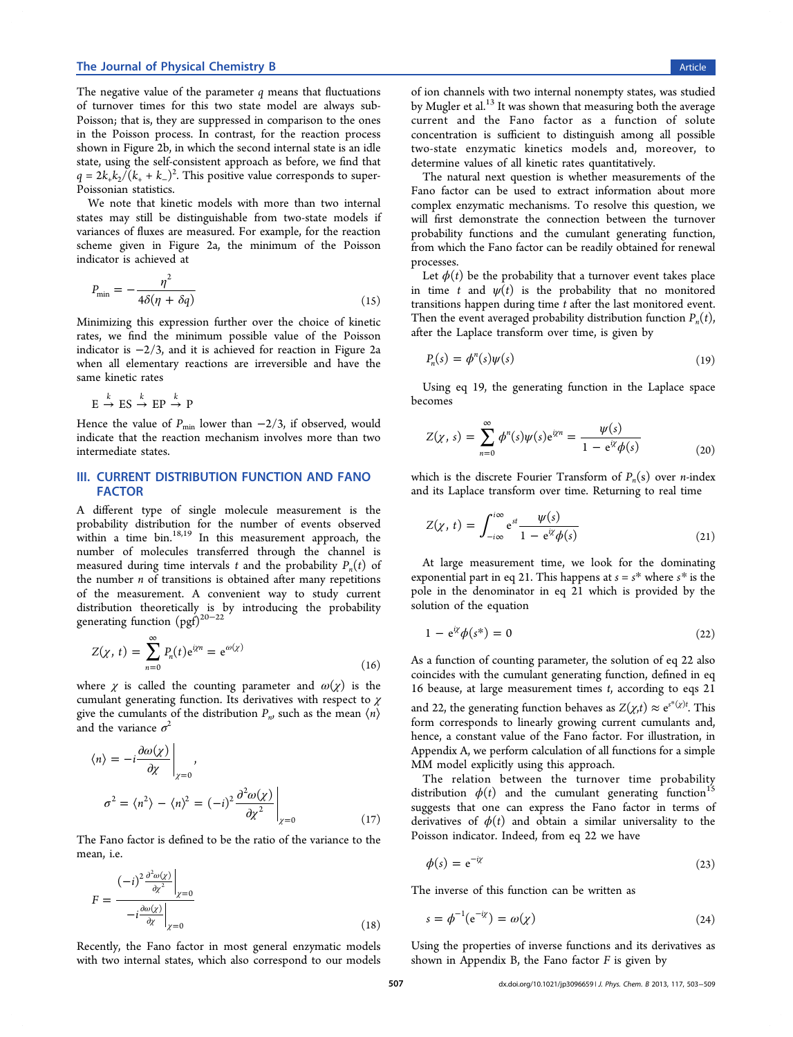The negative value of the parameter $q$ means that fluctuations of turnover times for this two state model are always sub-Poisson; that is, they are suppressed in comparison to the ones in the Poisson process. In contrast, for the reaction process shown in Figure 2b, in which the second internal state is an idle state, using the self-consistent approach as before, we find that $q = 2k_+k_2/(k_+ + k_-)^2$. This positive value corresponds to super-Poissonian statistics.

We note that kinetic models with more than two internal states may still be distinguishable from two-state models if variances of fluxes are measured. For example, for the reaction scheme given in Figure 2a, the minimum of the Poisson indicator is achieved at

$$P_{\min} = -\frac{\eta^2}{4\delta(\eta + \delta q)} \tag{15}$$

Minimizing this expression further over the choice of kinetic rates, we find the minimum possible value of the Poisson indicator is $-2/3$, and it is achieved for reaction in Figure 2a when all elementary reactions are irreversible and have the same kinetic rates

$$\mathrm{E} \xrightarrow{k} \mathrm{ES} \xrightarrow{k} \mathrm{EP} \xrightarrow{k} \mathrm{P}$$

Hence the value of $P_{\min}$ lower than $-2/3$, if observed, would indicate that the reaction mechanism involves more than two intermediate states.

## III. CURRENT DISTRIBUTION FUNCTION AND FANO FACTOR

A different type of single molecule measurement is the probability distribution for the number of events observed within a time bin.[18,19] In this measurement approach, the number of molecules transferred through the channel is measured during time intervals $t$ and the probability $P_n(t)$ of the number $n$ of transitions is obtained after many repetitions of the measurement. A convenient way to study current distribution theoretically is by introducing the probability generating function (pgf)[20−22]

$$Z(\chi, t) = \sum_{n=0}^{\infty} P_n(t) e^{i\chi n} = e^{\omega(\chi)} \tag{16}$$

where $\chi$ is called the counting parameter and $\omega(\chi)$ is the cumulant generating function. Its derivatives with respect to $\chi$ give the cumulants of the distribution $P_n$, such as the mean $\langle n \rangle$ and the variance $\sigma^2$

$$\langle n \rangle = -i \left.\frac{\partial \omega(\chi)}{\partial \chi}\right|_{\chi=0},$$

$$\sigma^2 = \langle n^2 \rangle - \langle n \rangle^2 = (-i)^2 \left.\frac{\partial^2 \omega(\chi)}{\partial \chi^2}\right|_{\chi=0} \tag{17}$$

The Fano factor is defined to be the ratio of the variance to the mean, i.e.

$$F = \frac{(-i)^2 \left.\frac{\partial^2 \omega(\chi)}{\partial \chi^2}\right|_{\chi=0}}{-i \left.\frac{\partial \omega(\chi)}{\partial \chi}\right|_{\chi=0}} \tag{18}$$

Recently, the Fano factor in most general enzymatic models with two internal states, which also correspond to our models of ion channels with two internal nonempty states, was studied by Mugler et al.[13] It was shown that measuring both the average current and the Fano factor as a function of solute concentration is sufficient to distinguish among all possible two-state enzymatic kinetics models and, moreover, to determine values of all kinetic rates quantitatively.

The natural next question is whether measurements of the Fano factor can be used to extract information about more complex enzymatic mechanisms. To resolve this question, we will first demonstrate the connection between the turnover probability functions and the cumulant generating function, from which the Fano factor can be readily obtained for renewal processes.

Let $\phi(t)$ be the probability that a turnover event takes place in time $t$ and $\psi(t)$ is the probability that no monitored transitions happen during time $t$ after the last monitored event. Then the event averaged probability distribution function $P_n(t)$, after the Laplace transform over time, is given by

$$P_n(s) = \phi^n(s)\psi(s) \tag{19}$$

Using eq 19, the generating function in the Laplace space becomes

$$Z(\chi, s) = \sum_{n=0}^{\infty} \phi^n(s)\psi(s)e^{i\chi n} = \frac{\psi(s)}{1 - e^{i\chi}\phi(s)} \tag{20}$$

which is the discrete Fourier Transform of $P_n(s)$ over $n$-index and its Laplace transform over time. Returning to real time

$$Z(\chi, t) = \int_{-i\infty}^{i\infty} e^{st} \frac{\psi(s)}{1 - e^{i\chi}\phi(s)} \tag{21}$$

At large measurement time, we look for the dominating exponential part in eq 21. This happens at $s = s^*$ where $s^*$ is the pole in the denominator in eq 21 which is provided by the solution of the equation

$$1 - e^{i\chi}\phi(s^*) = 0 \tag{22}$$

As a function of counting parameter, the solution of eq 22 also coincides with the cumulant generating function, defined in eq 16 beause, at large measurement times $t$, according to eqs 21 and 22, the generating function behaves as $Z(\chi,t) \approx e^{s^*(\chi)t}$. This form corresponds to linearly growing current cumulants and, hence, a constant value of the Fano factor. For illustration, in Appendix A, we perform calculation of all functions for a simple MM model explicitly using this approach.

The relation between the turnover time probability distribution $\phi(t)$ and the cumulant generating function[15] suggests that one can express the Fano factor in terms of derivatives of $\phi(t)$ and obtain a similar universality to the Poisson indicator. Indeed, from eq 22 we have

$$\phi(s) = e^{-i\chi} \tag{23}$$

The inverse of this function can be written as

$$s = \phi^{-1}(e^{-i\chi}) = \omega(\chi) \tag{24}$$

Using the properties of inverse functions and its derivatives as shown in Appendix B, the Fano factor $F$ is given by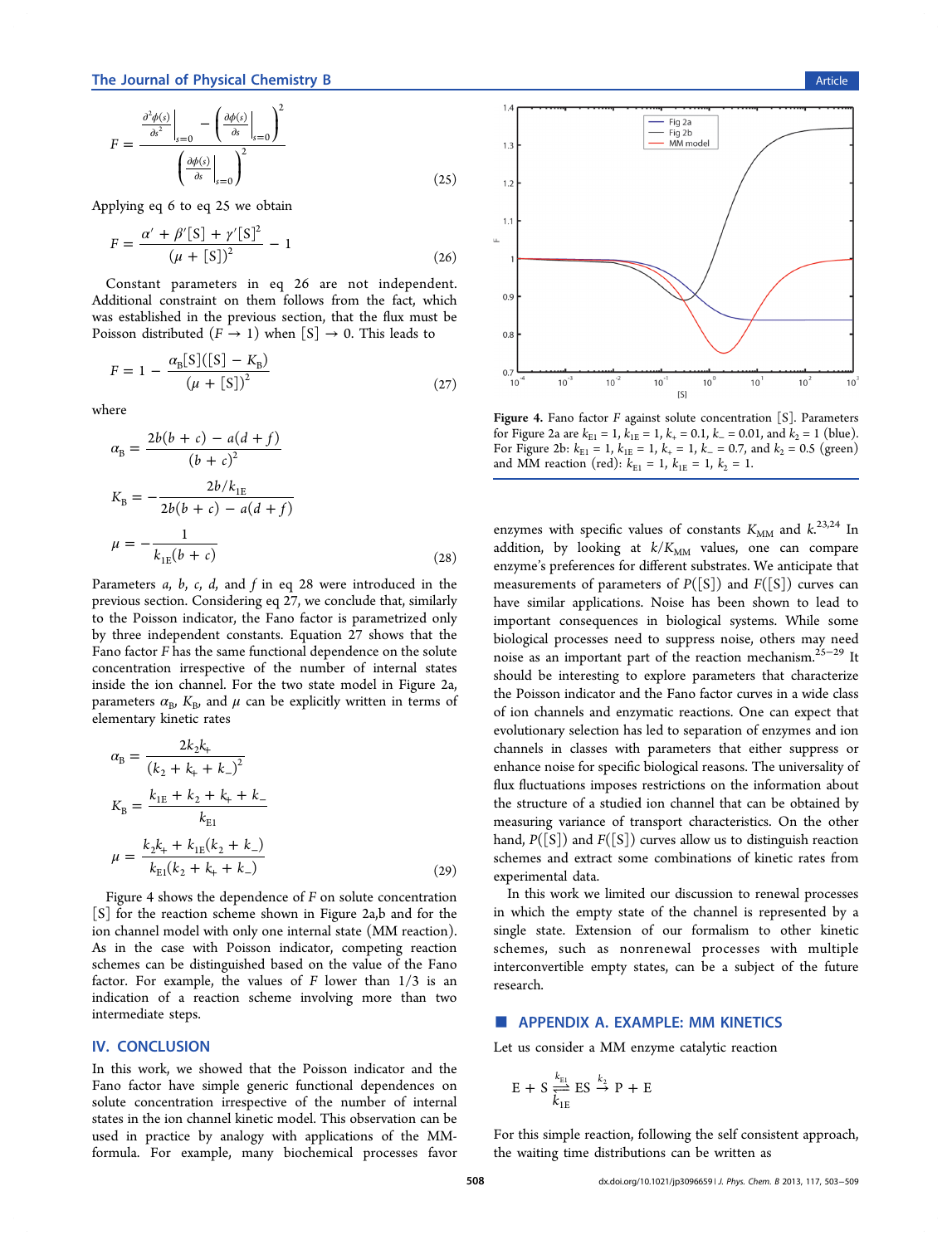$$F = \frac{\left.\frac{\partial^2 \phi(s)}{\partial s^2}\right|_{s=0} - \left(\left.\frac{\partial \phi(s)}{\partial s}\right|_{s=0}\right)^2}{\left(\left.\frac{\partial \phi(s)}{\partial s}\right|_{s=0}\right)^2} \tag{25}$$

Applying eq 6 to eq 25 we obtain

$$F = \frac{\alpha' + \beta'[\mathrm{S}] + \gamma'[\mathrm{S}]^2}{(\mu + [\mathrm{S}])^2} - 1 \tag{26}$$

Constant parameters in eq 26 are not independent. Additional constraint on them follows from the fact, which was established in the previous section, that the flux must be Poisson distributed ($F \to 1$) when $[\mathrm{S}] \to 0$. This leads to

$$F = 1 - \frac{\alpha_B[\mathrm{S}]([\mathrm{S}] - K_B)}{(\mu + [\mathrm{S}])^2} \tag{27}$$

where

$$\alpha_B = \frac{2b(b+c) - a(d+f)}{(b+c)^2}$$

$$K_B = -\frac{2b/k_{1E}}{2b(b+c) - a(d+f)}$$

$$\mu = -\frac{1}{k_{1E}(b+c)} \tag{28}$$

Parameters $a$, $b$, $c$, $d$, and $f$ in eq 28 were introduced in the previous section. Considering eq 27, we conclude that, similarly to the Poisson indicator, the Fano factor is parametrized only by three independent constants. Equation 27 shows that the Fano factor $F$ has the same functional dependence on the solute concentration irrespective of the number of internal states inside the ion channel. For the two state model in Figure 2a, parameters $\alpha_B$, $K_B$, and $\mu$ can be explicitly written in terms of elementary kinetic rates

$$\alpha_B = \frac{2k_2k_+}{(k_2 + k_+ + k_-)^2}$$

$$K_B = \frac{k_{1E} + k_2 + k_+ + k_-}{k_{E1}}$$

$$\mu = \frac{k_2k_+ + k_{1E}(k_2 + k_-)}{k_{E1}(k_2 + k_+ + k_-)} \tag{29}$$

Figure 4 shows the dependence of $F$ on solute concentration $[\mathrm{S}]$ for the reaction scheme shown in Figure 2a,b and for the ion channel model with only one internal state (MM reaction). As in the case with Poisson indicator, competing reaction schemes can be distinguished based on the value of the Fano factor. For example, the values of $F$ lower than 1/3 is an indication of a reaction scheme involving more than two intermediate steps.

**Figure 4.** Fano factor $F$ against solute concentration $[\mathrm{S}]$. Parameters for Figure 2a are $k_{E1} = 1$, $k_{1E} = 1$, $k_+ = 0.1$, $k_- = 0.01$, and $k_2 = 1$ (blue). For Figure 2b: $k_{E1} = 1$, $k_{1E} = 1$, $k_+ = 1$, $k_- = 0.7$, and $k_2 = 0.5$ (green) and MM reaction (red): $k_{E1} = 1$, $k_{1E} = 1$, $k_2 = 1$.

## IV. CONCLUSION

In this work, we showed that the Poisson indicator and the Fano factor have simple generic functional dependences on solute concentration irrespective of the number of internal states in the ion channel kinetic model. This observation can be used in practice by analogy with applications of the MM-formula. For example, many biochemical processes favor enzymes with specific values of constants $K_{MM}$ and $k$.[23,24] In addition, by looking at $k/K_{MM}$ values, one can compare enzyme's preferences for different substrates. We anticipate that measurements of parameters of $P([\mathrm{S}])$ and $F([\mathrm{S}])$ curves can have similar applications. Noise has been shown to lead to important consequences in biological systems. While some biological processes need to suppress noise, others may need noise as an important part of the reaction mechanism.[25−29] It should be interesting to explore parameters that characterize the Poisson indicator and the Fano factor curves in a wide class of ion channels and enzymatic reactions. One can expect that evolutionary selection has led to separation of enzymes and ion channels in classes with parameters that either suppress or enhance noise for specific biological reasons. The universality of flux fluctuations imposes restrictions on the information about the structure of a studied ion channel that can be obtained by measuring variance of transport characteristics. On the other hand, $P([\mathrm{S}])$ and $F([\mathrm{S}])$ curves allow us to distinguish reaction schemes and extract some combinations of kinetic rates from experimental data.

In this work we limited our discussion to renewal processes in which the empty state of the channel is represented by a single state. Extension of our formalism to other kinetic schemes, such as nonrenewal processes with multiple interconvertible empty states, can be a subject of the future research.

## APPENDIX A. EXAMPLE: MM KINETICS

Let us consider a MM enzyme catalytic reaction

$$\mathrm{E} + \mathrm{S} \underset{k_{1E}}{\overset{k_{E1}}{\rightleftharpoons}} \mathrm{ES} \overset{k_2}{\rightarrow} \mathrm{P} + \mathrm{E}$$

For this simple reaction, following the self consistent approach, the waiting time distributions can be written as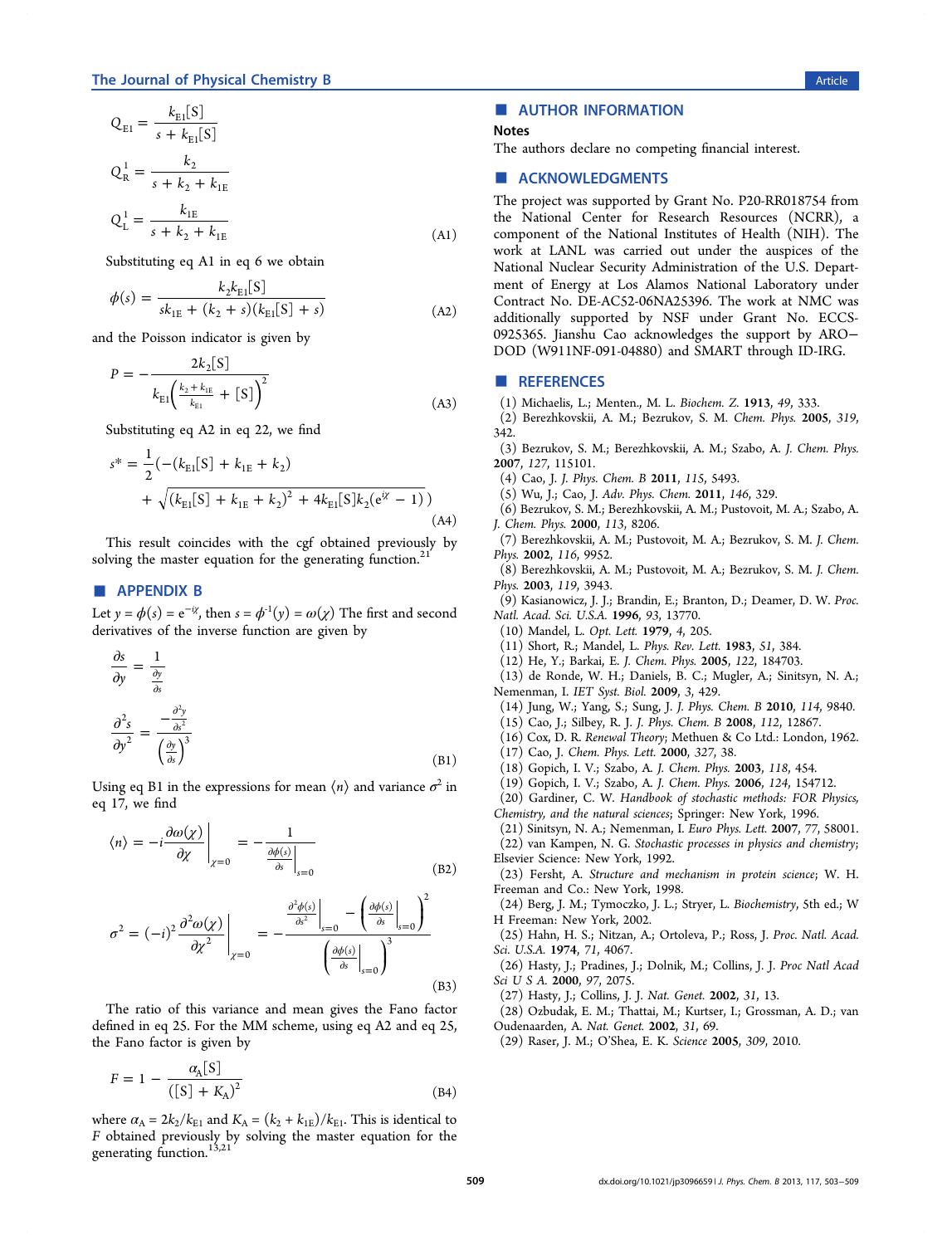$$Q_{E1} = \frac{k_{E1}[S]}{s + k_{E1}[S]}$$

$$Q_R^1 = \frac{k_2}{s + k_2 + k_{1E}}$$

$$Q_L^1 = \frac{k_{1E}}{s + k_2 + k_{1E}} \tag{A1}$$

Substituting eq A1 in eq 6 we obtain

$$\phi(s) = \frac{k_2 k_{E1}[S]}{s k_{1E} + (k_2 + s)(k_{E1}[S] + s)} \tag{A2}$$

and the Poisson indicator is given by

$$P = -\frac{2k_2[S]}{k_{E1}\left(\frac{k_2 + k_{1E}}{k_{E1}} + [S]\right)^2} \tag{A3}$$

Substituting eq A2 in eq 22, we find

$$s^* = \frac{1}{2}\Big(-(k_{E1}[S] + k_{1E} + k_2) + \sqrt{(k_{E1}[S] + k_{1E} + k_2)^2 + 4k_{E1}[S]k_2(e^{i\chi} - 1)}\Big) \tag{A4}$$

This result coincides with the cgf obtained previously by solving the master equation for the generating function.[21]

## APPENDIX B

Let $y = \phi(s) = e^{-i\chi}$, then $s = \phi^{-1}(y) = \omega(\chi)$ The first and second derivatives of the inverse function are given by

$$\frac{\partial s}{\partial y} = \frac{1}{\frac{\partial y}{\partial s}}$$

$$\frac{\partial^2 s}{\partial y^2} = \frac{-\frac{\partial^2 y}{\partial s^2}}{\left(\frac{\partial y}{\partial s}\right)^3} \tag{B1}$$

Using eq B1 in the expressions for mean $\langle n \rangle$ and variance $\sigma^2$ in eq 17, we find

$$\langle n \rangle = -i\frac{\partial \omega(\chi)}{\partial \chi}\bigg|_{\chi=0} = -\frac{1}{\frac{\partial \phi(s)}{\partial s}\Big|_{s=0}} \tag{B2}$$

$$\sigma^2 = (-i)^2 \frac{\partial^2 \omega(\chi)}{\partial \chi^2}\bigg|_{\chi=0} = -\frac{\frac{\partial^2 \phi(s)}{\partial s^2}\Big|_{s=0} - \left(\frac{\partial \phi(s)}{\partial s}\Big|_{s=0}\right)^2}{\left(\frac{\partial \phi(s)}{\partial s}\Big|_{s=0}\right)^3} \tag{B3}$$

The ratio of this variance and mean gives the Fano factor defined in eq 25. For the MM scheme, using eq A2 and eq 25, the Fano factor is given by

$$F = 1 - \frac{\alpha_A[S]}{([S] + K_A)^2} \tag{B4}$$

where $\alpha_A = 2k_2/k_{E1}$ and $K_A = (k_2 + k_{1E})/k_{E1}$. This is identical to $F$ obtained previously by solving the master equation for the generating function.[13,21]

## AUTHOR INFORMATION

### Notes

The authors declare no competing financial interest.

## ACKNOWLEDGMENTS

The project was supported by Grant No. P20-RR018754 from the National Center for Research Resources (NCRR), a component of the National Institutes of Health (NIH). The work at LANL was carried out under the auspices of the National Nuclear Security Administration of the U.S. Department of Energy at Los Alamos National Laboratory under Contract No. DE-AC52-06NA25396. The work at NMC was additionally supported by NSF under Grant No. ECCS-0925365. Jianshu Cao acknowledges the support by ARO−DOD (W911NF-091-04880) and SMART through ID-IRG.

## REFERENCES

(1) Michaelis, L.; Menten., M. L. *Biochem. Z.* **1913**, *49*, 333.
(2) Berezhkovskii, A. M.; Bezrukov, S. M. *Chem. Phys.* **2005**, *319*, 342.
(3) Bezrukov, S. M.; Berezhkovskii, A. M.; Szabo, A. *J. Chem. Phys.* **2007**, *127*, 115101.
(4) Cao, J. *J. Phys. Chem. B* **2011**, *115*, 5493.
(5) Wu, J.; Cao, J. *Adv. Phys. Chem.* **2011**, *146*, 329.
(6) Bezrukov, S. M.; Berezhkovskii, A. M.; Pustovoit, M. A.; Szabo, A. *J. Chem. Phys.* **2000**, *113*, 8206.
(7) Berezhkovskii, A. M.; Pustovoit, M. A.; Bezrukov, S. M. *J. Chem. Phys.* **2002**, *116*, 9952.
(8) Berezhkovskii, A. M.; Pustovoit, M. A.; Bezrukov, S. M. *J. Chem. Phys.* **2003**, *119*, 3943.
(9) Kasianowicz, J. J.; Brandin, E.; Branton, D.; Deamer, D. W. *Proc. Natl. Acad. Sci. U.S.A.* **1996**, *93*, 13770.
(10) Mandel, L. *Opt. Lett.* **1979**, *4*, 205.
(11) Short, R.; Mandel, L. *Phys. Rev. Lett.* **1983**, *51*, 384.
(12) He, Y.; Barkai, E. *J. Chem. Phys.* **2005**, *122*, 184703.
(13) de Ronde, W. H.; Daniels, B. C.; Mugler, A.; Sinitsyn, N. A.; Nemenman, I. *IET Syst. Biol.* **2009**, *3*, 429.
(14) Jung, W.; Yang, S.; Sung, J. *J. Phys. Chem. B* **2010**, *114*, 9840.
(15) Cao, J.; Silbey, R. J. *J. Phys. Chem. B* **2008**, *112*, 12867.
(16) Cox, D. R. *Renewal Theory*; Methuen & Co Ltd.: London, 1962.
(17) Cao, J. *Chem. Phys. Lett.* **2000**, *327*, 38.
(18) Gopich, I. V.; Szabo, A. *J. Chem. Phys.* **2003**, *118*, 454.
(19) Gopich, I. V.; Szabo, A. *J. Chem. Phys.* **2006**, *124*, 154712.
(20) Gardiner, C. W. *Handbook of stochastic methods: FOR Physics, Chemistry, and the natural sciences*; Springer: New York, 1996.
(21) Sinitsyn, N. A.; Nemenman, I. *Euro Phys. Lett.* **2007**, *77*, 58001.
(22) van Kampen, N. G. *Stochastic processes in physics and chemistry*; Elsevier Science: New York, 1992.
(23) Fersht, A. *Structure and mechanism in protein science*; W. H. Freeman and Co.: New York, 1998.
(24) Berg, J. M.; Tymoczko, J. L.; Stryer, L. *Biochemistry*, 5th ed.; W H Freeman: New York, 2002.
(25) Hahn, H. S.; Nitzan, A.; Ortoleva, P.; Ross, J. *Proc. Natl. Acad. Sci. U.S.A.* **1974**, *71*, 4067.
(26) Hasty, J.; Pradines, J.; Dolnik, M.; Collins, J. J. *Proc Natl Acad Sci U S A.* **2000**, *97*, 2075.
(27) Hasty, J.; Collins, J. J. *Nat. Genet.* **2002**, *31*, 13.
(28) Ozbudak, E. M.; Thattai, M.; Kurtser, I.; Grossman, A. D.; van Oudenaarden, A. *Nat. Genet.* **2002**, *31*, 69.
(29) Raser, J. M.; O'Shea, E. K. *Science* **2005**, *309*, 2010.